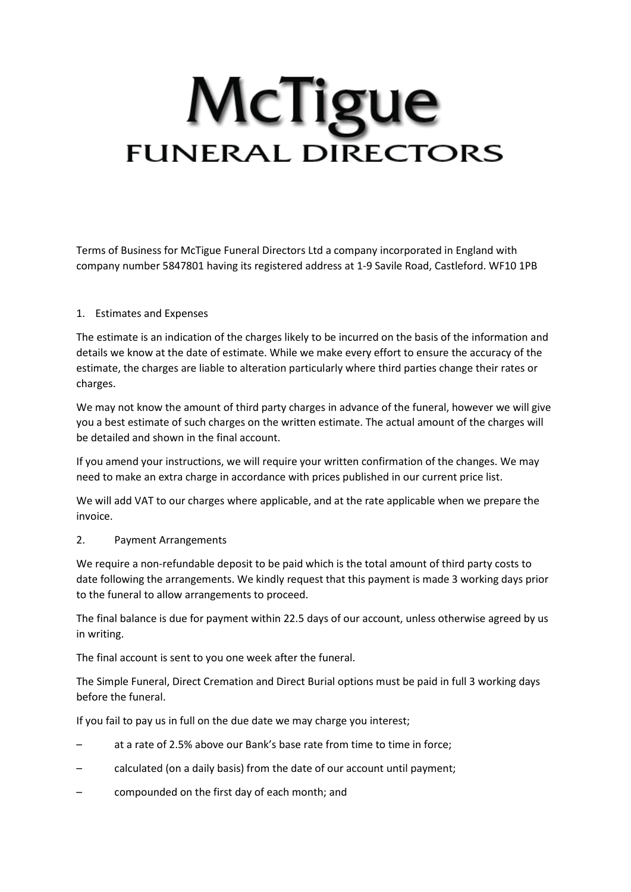# McTigue
## FUNERAL DIRECTORS

Terms of Business for McTigue Funeral Directors Ltd a company incorporated in England with company number 5847801 having its registered address at 1-9 Savile Road, Castleford. WF10 1PB

1. Estimates and Expenses

The estimate is an indication of the charges likely to be incurred on the basis of the information and details we know at the date of estimate. While we make every effort to ensure the accuracy of the estimate, the charges are liable to alteration particularly where third parties change their rates or charges.

We may not know the amount of third party charges in advance of the funeral, however we will give you a best estimate of such charges on the written estimate. The actual amount of the charges will be detailed and shown in the final account.

If you amend your instructions, we will require your written confirmation of the changes. We may need to make an extra charge in accordance with prices published in our current price list.

We will add VAT to our charges where applicable, and at the rate applicable when we prepare the invoice.

2. Payment Arrangements

We require a non-refundable deposit to be paid which is the total amount of third party costs to date following the arrangements. We kindly request that this payment is made 3 working days prior to the funeral to allow arrangements to proceed.

The final balance is due for payment within 22.5 days of our account, unless otherwise agreed by us in writing.

The final account is sent to you one week after the funeral.

The Simple Funeral, Direct Cremation and Direct Burial options must be paid in full 3 working days before the funeral.

If you fail to pay us in full on the due date we may charge you interest;

– at a rate of 2.5% above our Bank's base rate from time to time in force;
– calculated (on a daily basis) from the date of our account until payment;
– compounded on the first day of each month; and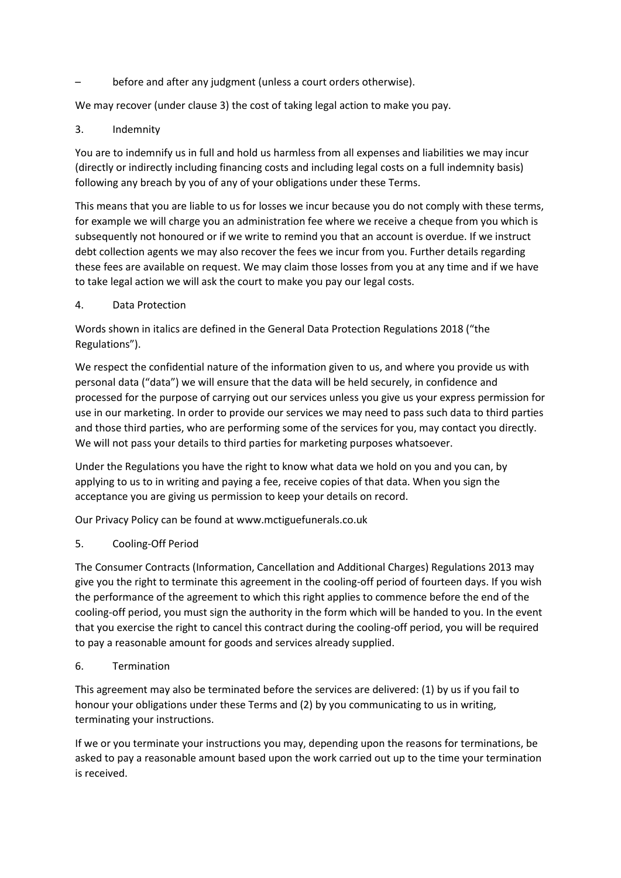– before and after any judgment (unless a court orders otherwise).

We may recover (under clause 3) the cost of taking legal action to make you pay.

## 3. Indemnity

You are to indemnify us in full and hold us harmless from all expenses and liabilities we may incur (directly or indirectly including financing costs and including legal costs on a full indemnity basis) following any breach by you of any of your obligations under these Terms.

This means that you are liable to us for losses we incur because you do not comply with these terms, for example we will charge you an administration fee where we receive a cheque from you which is subsequently not honoured or if we write to remind you that an account is overdue. If we instruct debt collection agents we may also recover the fees we incur from you. Further details regarding these fees are available on request. We may claim those losses from you at any time and if we have to take legal action we will ask the court to make you pay our legal costs.

## 4. Data Protection

Words shown in italics are defined in the General Data Protection Regulations 2018 ("the Regulations").

We respect the confidential nature of the information given to us, and where you provide us with personal data ("data") we will ensure that the data will be held securely, in confidence and processed for the purpose of carrying out our services unless you give us your express permission for use in our marketing. In order to provide our services we may need to pass such data to third parties and those third parties, who are performing some of the services for you, may contact you directly. We will not pass your details to third parties for marketing purposes whatsoever.

Under the Regulations you have the right to know what data we hold on you and you can, by applying to us to in writing and paying a fee, receive copies of that data. When you sign the acceptance you are giving us permission to keep your details on record.

Our Privacy Policy can be found at www.mctiguefunerals.co.uk

## 5. Cooling-Off Period

The Consumer Contracts (Information, Cancellation and Additional Charges) Regulations 2013 may give you the right to terminate this agreement in the cooling-off period of fourteen days. If you wish the performance of the agreement to which this right applies to commence before the end of the cooling-off period, you must sign the authority in the form which will be handed to you. In the event that you exercise the right to cancel this contract during the cooling-off period, you will be required to pay a reasonable amount for goods and services already supplied.

## 6. Termination

This agreement may also be terminated before the services are delivered: (1) by us if you fail to honour your obligations under these Terms and (2) by you communicating to us in writing, terminating your instructions.

If we or you terminate your instructions you may, depending upon the reasons for terminations, be asked to pay a reasonable amount based upon the work carried out up to the time your termination is received.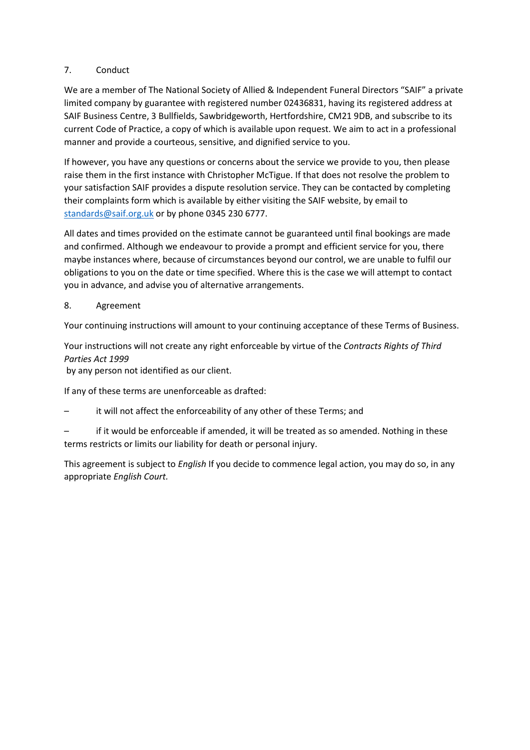## 7. Conduct

We are a member of The National Society of Allied & Independent Funeral Directors "SAIF" a private limited company by guarantee with registered number 02436831, having its registered address at SAIF Business Centre, 3 Bullfields, Sawbridgeworth, Hertfordshire, CM21 9DB, and subscribe to its current Code of Practice, a copy of which is available upon request. We aim to act in a professional manner and provide a courteous, sensitive, and dignified service to you.

If however, you have any questions or concerns about the service we provide to you, then please raise them in the first instance with Christopher McTigue. If that does not resolve the problem to your satisfaction SAIF provides a dispute resolution service. They can be contacted by completing their complaints form which is available by either visiting the SAIF website, by email to [standards@saif.org.uk](mailto:standards@saif.org.uk) or by phone 0345 230 6777.

All dates and times provided on the estimate cannot be guaranteed until final bookings are made and confirmed. Although we endeavour to provide a prompt and efficient service for you, there maybe instances where, because of circumstances beyond our control, we are unable to fulfil our obligations to you on the date or time specified. Where this is the case we will attempt to contact you in advance, and advise you of alternative arrangements.

## 8. Agreement

Your continuing instructions will amount to your continuing acceptance of these Terms of Business.

Your instructions will not create any right enforceable by virtue of the *Contracts Rights of Third Parties Act 1999* by any person not identified as our client.

If any of these terms are unenforceable as drafted:

– it will not affect the enforceability of any other of these Terms; and

– if it would be enforceable if amended, it will be treated as so amended. Nothing in these terms restricts or limits our liability for death or personal injury.

This agreement is subject to *English* If you decide to commence legal action, you may do so, in any appropriate *English Court.*